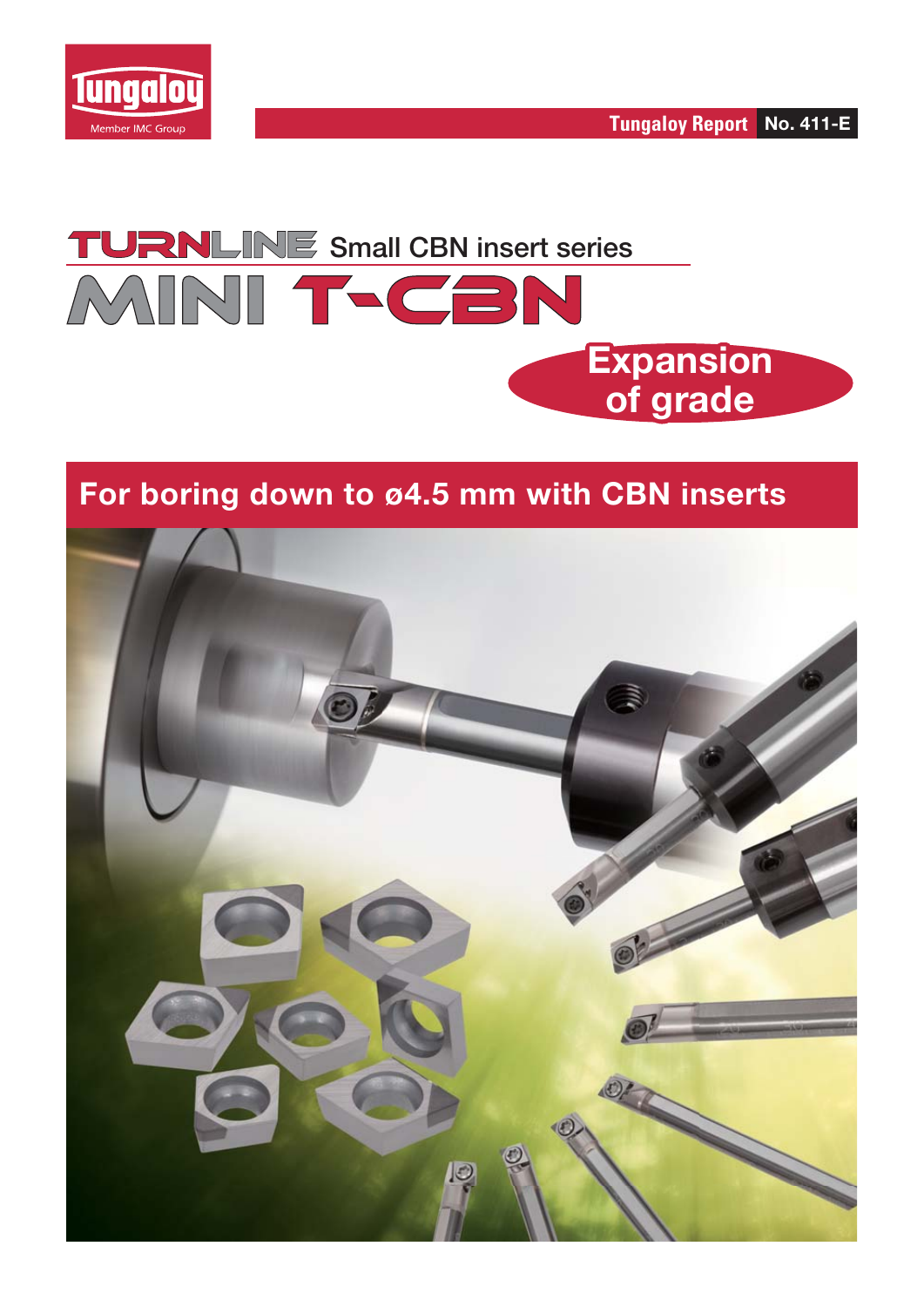Tungaloy

Member IMC Group

Tungaloy Report No. 411-E

# TURNLINE Small CBN insert series

# MINI T-CBN

**Expansion of grade**

## For boring down to ø4.5 mm with CBN inserts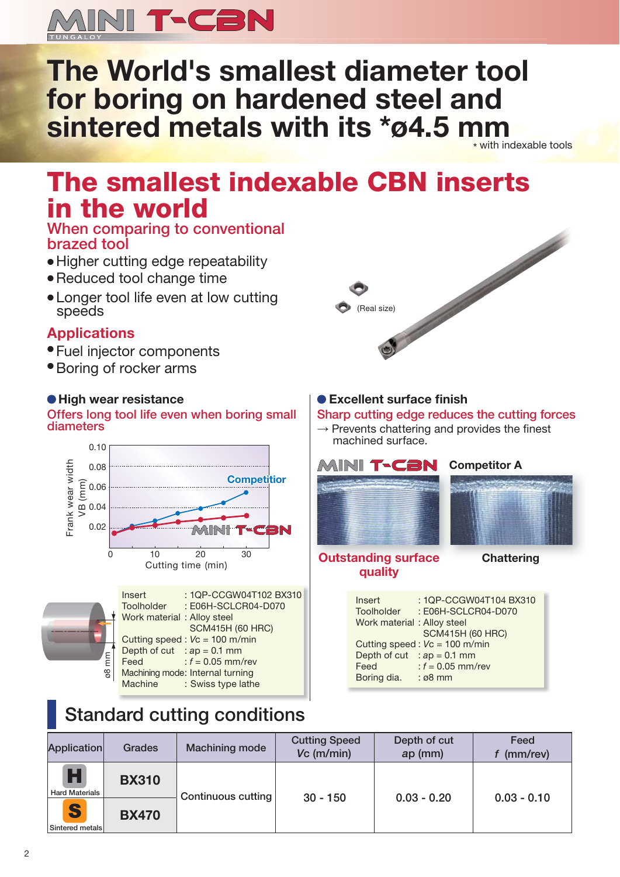# MINI T-CBN

TUNGALOY

# The World's smallest diameter tool for boring on hardened steel and sintered metals with its *ø4.5 mm

* with indexable tools

## The smallest indexable CBN inserts in the world

### When comparing to conventional brazed tool

- Higher cutting edge repeatability
- Reduced tool change time
- Longer tool life even at low cutting speeds

(Real size)

### Applications

- Fuel injector components
- Boring of rocker arms

### High wear resistance

Offers long tool life even when boring small diameters

Frank wear width VB (mm) vs. Cutting time (min): Competitior, MINI T-CBN

| | |
|---|---|
| Insert | : 1QP-CCGW04T102 BX310 |
| Toolholder | : E06H-SCLCR04-D070 |
| Work material | : Alloy steel SCM415H (60 HRC) |
| Cutting speed | : $Vc$ = 100 m/min |
| Depth of cut | : $ap$ = 0.1 mm |
| Feed | : $f$ = 0.05 mm/rev |
| Machining mode | : Internal turning |
| Machine | : Swiss type lathe |

ø8 mm

### Excellent surface finish

Sharp cutting edge reduces the cutting forces

→ Prevents chattering and provides the finest machined surface.

| MINI T-CBN | Competitor A |
|---|---|
| Outstanding surface quality | Chattering |

| | |
|---|---|
| Insert | : 1QP-CCGW04T104 BX310 |
| Toolholder | : E06H-SCLCR04-D070 |
| Work material | : Alloy steel SCM415H (60 HRC) |
| Cutting speed | : $Vc$ = 100 m/min |
| Depth of cut | : $ap$ = 0.1 mm |
| Feed | : $f$ = 0.05 mm/rev |
| Boring dia. | : ø8 mm |

## Standard cutting conditions

| Application | Grades | Machining mode | Cutting Speed $Vc$ (m/min) | Depth of cut $ap$ (mm) | Feed $f$ (mm/rev) |
|---|---|---|---|---|---|
| H Hard Materials | BX310 | Continuous cutting | 30 - 150 | 0.03 - 0.20 | 0.03 - 0.10 |
| S Sintered metals | BX470 | | | | |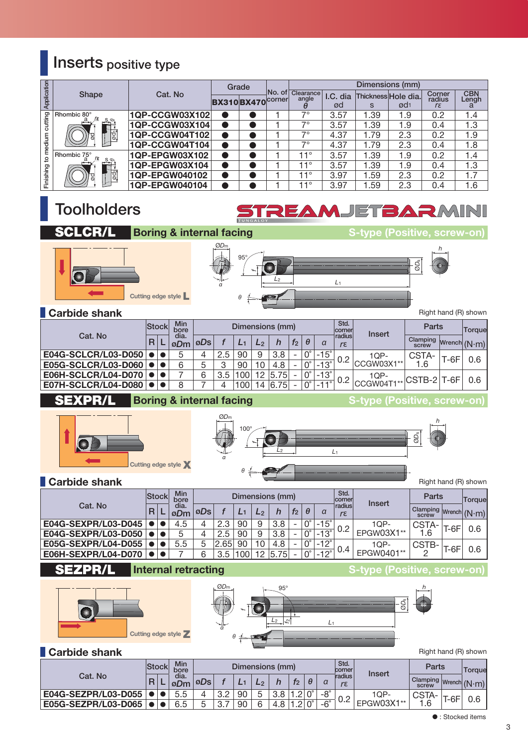# Inserts positive type

| Application | Shape | Cat. No | Grade | | No. of corner | Dimensions (mm) | | | | | |
|---|---|---|---|---|---|---|---|---|---|---|---|
| | | | BX310 | BX470 | | Clearance angle θ | I.C. dia ød | Thickness s | Hole dia. ød1 | Corner radius rε | CBN Length a |
| Finishing to medium cutting | Rhombic 80° | 1QP-CCGW03X102 | ● | ● | 1 | 7° | 3.57 | 1.39 | 1.9 | 0.2 | 1.4 |
| | | 1QP-CCGW03X104 | ● | ● | 1 | 7° | 3.57 | 1.39 | 1.9 | 0.4 | 1.3 |
| | | 1QP-CCGW04T102 | ● | ● | 1 | 7° | 4.37 | 1.79 | 2.3 | 0.2 | 1.9 |
| | | 1QP-CCGW04T104 | ● | ● | 1 | 7° | 4.37 | 1.79 | 2.3 | 0.4 | 1.8 |
| | Rhombic 75° | 1QP-EPGW03X102 | ● | ● | 1 | 11° | 3.57 | 1.39 | 1.9 | 0.2 | 1.4 |
| | | 1QP-EPGW03X104 | ● | ● | 1 | 11° | 3.57 | 1.39 | 1.9 | 0.4 | 1.3 |
| | | 1QP-EPGW040102 | ● | ● | 1 | 11° | 3.97 | 1.59 | 2.3 | 0.2 | 1.7 |
| | | 1QP-EPGW040104 | ● | ● | 1 | 11° | 3.97 | 1.59 | 2.3 | 0.4 | 1.6 |

# Toolholders

STREAMJETBARMINI

## SCLCR/L Boring & internal facing — S-type (Positive, screw-on)

Cutting edge style L

### Carbide shank

Right hand (R) shown

| Cat. No | Stock | | Min bore dia. | Dimensions (mm) | | | | | | | | Std. corner radius | Insert | Parts | | Torque |
|---|---|---|---|---|---|---|---|---|---|---|---|---|---|---|---|---|
| | R | L | øDm | øDs | f | L1 | L2 | h | f2 | θ | α | rε | | Clamping screw | Wrench | (N·m) |
| E04G-SCLCR/L03-D050 | ● | ● | 5 | 4 | 2.5 | 90 | 9 | 3.8 | - | 0° | -15° | 0.2 | 1QP-CCGW03X1** | CSTA-1.6 | T-6F | 0.6 |
| E05G-SCLCR/L03-D060 | ● | ● | 6 | 5 | 3 | 90 | 10 | 4.8 | - | 0° | -13° | | | | | |
| E06H-SCLCR/L04-D070 | ● | ● | 7 | 6 | 3.5 | 100 | 12 | 5.75 | - | 0° | -13° | 0.2 | 1QP-CCGW04T1** | CSTB-2 | T-6F | 0.6 |
| E07H-SCLCR/L04-D080 | ● | ● | 8 | 7 | 4 | 100 | 14 | 6.75 | - | 0° | -11° | | | | | |

## SEXPR/L Boring & internal facing — S-type (Positive, screw-on)

Cutting edge style X

### Carbide shank

Right hand (R) shown

| Cat. No | Stock | | Min bore dia. | Dimensions (mm) | | | | | | | | Std. corner radius | Insert | Parts | | Torque |
|---|---|---|---|---|---|---|---|---|---|---|---|---|---|---|---|---|
| | R | L | øDm | øDs | f | L1 | L2 | h | f2 | θ | α | rε | | Clamping screw | Wrench | (N·m) |
| E04G-SEXPR/L03-D045 | ● | ● | 4.5 | 4 | 2.3 | 90 | 9 | 3.8 | - | 0° | -15° | 0.2 | 1QP-EPGW03X1** | CSTA-1.6 | T-6F | 0.6 |
| E04G-SEXPR/L03-D050 | ● | ● | 5 | 4 | 2.5 | 90 | 9 | 3.8 | - | 0° | -13° | | | | | |
| E05G-SEXPR/L04-D055 | ● | ● | 5.5 | 5 | 2.65 | 90 | 10 | 4.8 | - | 0° | -12° | 0.4 | 1QP-EPGW0401** | CSTB-2 | T-6F | 0.6 |
| E06H-SEXPR/L04-D070 | ● | ● | 7 | 6 | 3.5 | 100 | 12 | 5.75 | - | 0° | -12° | | | | | |

## SEZPR/L Internal retracting — S-type (Positive, screw-on)

Cutting edge style Z

### Carbide shank

Right hand (R) shown

| Cat. No | Stock | | Min bore dia. | Dimensions (mm) | | | | | | | | Std. corner radius | Insert | Parts | | Torque |
|---|---|---|---|---|---|---|---|---|---|---|---|---|---|---|---|---|
| | R | L | øDm | øDs | f | L1 | L2 | h | f2 | θ | α | rε | | Clamping screw | Wrench | (N·m) |
| E04G-SEZPR/L03-D055 | ● | ● | 5.5 | 4 | 3.2 | 90 | 5 | 3.8 | 1.2 | 0° | -8° | 0.2 | 1QP-EPGW03X1** | CSTA-1.6 | T-6F | 0.6 |
| E05G-SEZPR/L03-D065 | ● | ● | 6.5 | 5 | 3.7 | 90 | 6 | 4.8 | 1.2 | 0° | -6° | | | | | |

● : Stocked items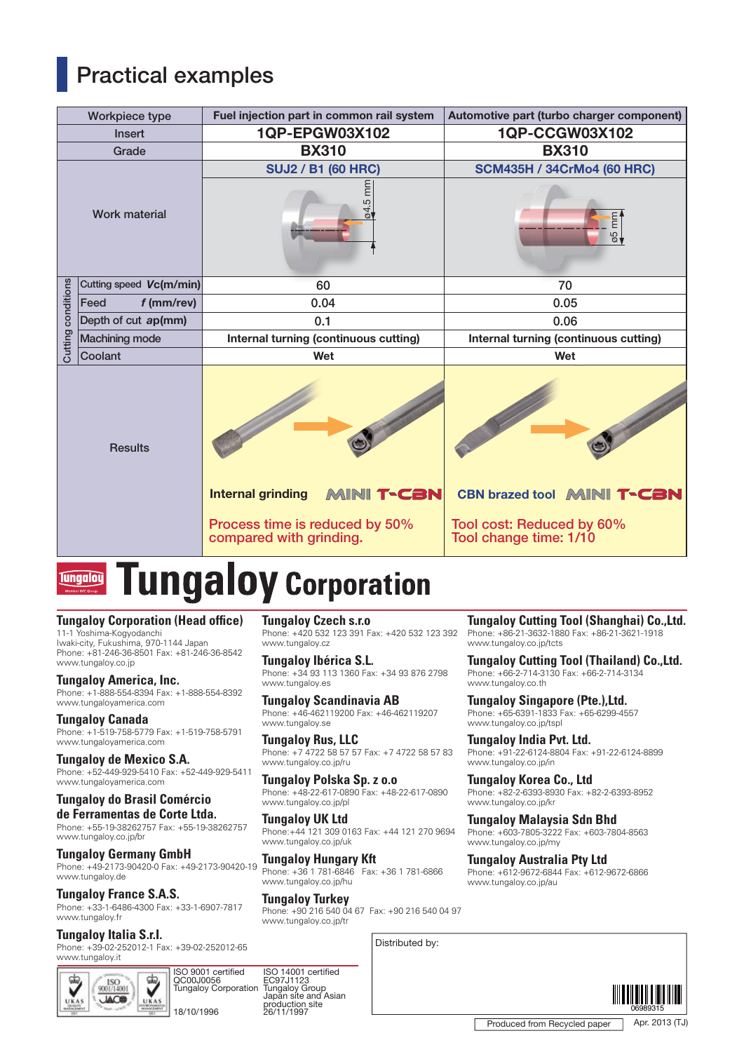## Practical examples

| Workpiece type | | Fuel injection part in common rail system | Automotive part (turbo charger component) |
|---|---|---|---|
| Insert | | 1QP-EPGW03X102 | 1QP-CCGW03X102 |
| Grade | | BX310 | BX310 |
| Work material | | SUJ2 / B1 (60 HRC) | SCM435H / 34CrMo4 (60 HRC) |
| | | ø4.5 mm | ø5 mm |
| Cutting conditions | Cutting speed *Vc*(m/min) | 60 | 70 |
| | Feed *f* (mm/rev) | 0.04 | 0.05 |
| | Depth of cut *ap*(mm) | 0.1 | 0.06 |
| | Machining mode | Internal turning (continuous cutting) | Internal turning (continuous cutting) |
| | Coolant | Wet | Wet |
| Results | | Internal grinding → MINI T-CBN | CBN brazed tool → MINI T-CBN |
| | | Process time is reduced by 50% compared with grinding. | Tool cost: Reduced by 60%<br>Tool change time: 1/10 |

# Tungaloy Corporation

**Tungaloy Corporation (Head office)**
11-1 Yoshima-Kogyodanchi
Iwaki-city, Fukushima, 970-1144 Japan
Phone: +81-246-36-8501 Fax: +81-246-36-8542
www.tungaloy.co.jp

**Tungaloy America, Inc.**
Phone: +1-888-554-8394 Fax: +1-888-554-8392
www.tungaloyamerica.com

**Tungaloy Canada**
Phone: +1-519-758-5779 Fax: +1-519-758-5791
www.tungaloyamerica.com

**Tungaloy de Mexico S.A.**
Phone: +52-449-929-5410 Fax: +52-449-929-5411
www.tungaloyamerica.com

**Tungaloy do Brasil Comércio de Ferramentas de Corte Ltda.**
Phone: +55-19-38262757 Fax: +55-19-38262757
www.tungaloy.co.jp/br

**Tungaloy Germany GmbH**
Phone: +49-2173-90420-0 Fax: +49-2173-90420-19
www.tungaloy.de

**Tungaloy France S.A.S.**
Phone: +33-1-6486-4300 Fax: +33-1-6907-7817
www.tungaloy.fr

**Tungaloy Italia S.r.l.**
Phone: +39-02-252012-1 Fax: +39-02-252012-65
www.tungaloy.it

**Tungaloy Czech s.r.o**
Phone: +420 532 123 391 Fax: +420 532 123 392
www.tungaloy.cz

**Tungaloy Ibérica S.L.**
Phone: +34 93 113 1360 Fax: +34 93 876 2798
www.tungaloy.es

**Tungaloy Scandinavia AB**
Phone: +46-462119200 Fax: +46-462119207
www.tungaloy.se

**Tungaloy Rus, LLC**
Phone: +7 4722 58 57 57 Fax: +7 4722 58 57 83
www.tungaloy.co.jp/ru

**Tungaloy Polska Sp. z o.o**
Phone: +48-22-617-0890 Fax: +48-22-617-0890
www.tungaloy.co.jp/pl

**Tungaloy UK Ltd**
Phone:+44 121 309 0163 Fax: +44 121 270 9694
www.tungaloy.co.jp/uk

**Tungaloy Hungary Kft**
Phone: +36 1 781-6846 Fax: +36 1 781-6866
www.tungaloy.co.jp/hu

**Tungaloy Turkey**
Phone: +90 216 540 04 67 Fax: +90 216 540 04 97
www.tungaloy.co.jp/tr

**Tungaloy Cutting Tool (Shanghai) Co.,Ltd.**
Phone: +86-21-3632-1880 Fax: +86-21-3621-1918
www.tungaloy.co.jp/tcts

**Tungaloy Cutting Tool (Thailand) Co.,Ltd.**
Phone: +66-2-714-3130 Fax: +66-2-714-3134
www.tungaloy.co.th

**Tungaloy Singapore (Pte.),Ltd.**
Phone: +65-6391-1833 Fax: +65-6299-4557
www.tungaloy.co.jp/tspl

**Tungaloy India Pvt. Ltd.**
Phone: +91-22-6124-8804 Fax: +91-22-6124-8899
www.tungaloy.co.jp/in

**Tungaloy Korea Co., Ltd**
Phone: +82-2-6393-8930 Fax: +82-2-6393-8952
www.tungaloy.co.jp/kr

**Tungaloy Malaysia Sdn Bhd**
Phone: +603-7805-3222 Fax: +603-7804-8563
www.tungaloy.co.jp/my

**Tungaloy Australia Pty Ltd**
Phone: +612-9672-6844 Fax: +612-9672-6866
www.tungaloy.co.jp/au

ISO 9001 certified
QC00J0056
Tungaloy Corporation
18/10/1996

ISO 14001 certified
EC97J1123
Tungaloy Group
Japan site and Asian production site
26/11/1997

Distributed by:

06989315

Produced from Recycled paper

Apr. 2013 (TJ)